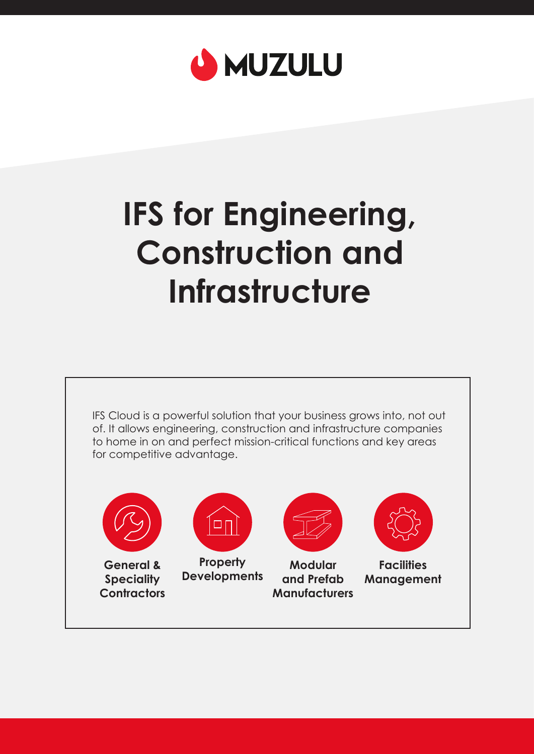MUZULU

# IFS for Engineering, Construction and Infrastructure

IFS Cloud is a powerful solution that your business grows into, not out of. It allows engineering, construction and infrastructure companies to home in on and perfect mission-critical functions and key areas for competitive advantage.

- **General & Speciality Contractors**
- **Property Developments**
- **Modular and Prefab Manufacturers**
- **Facilities Management**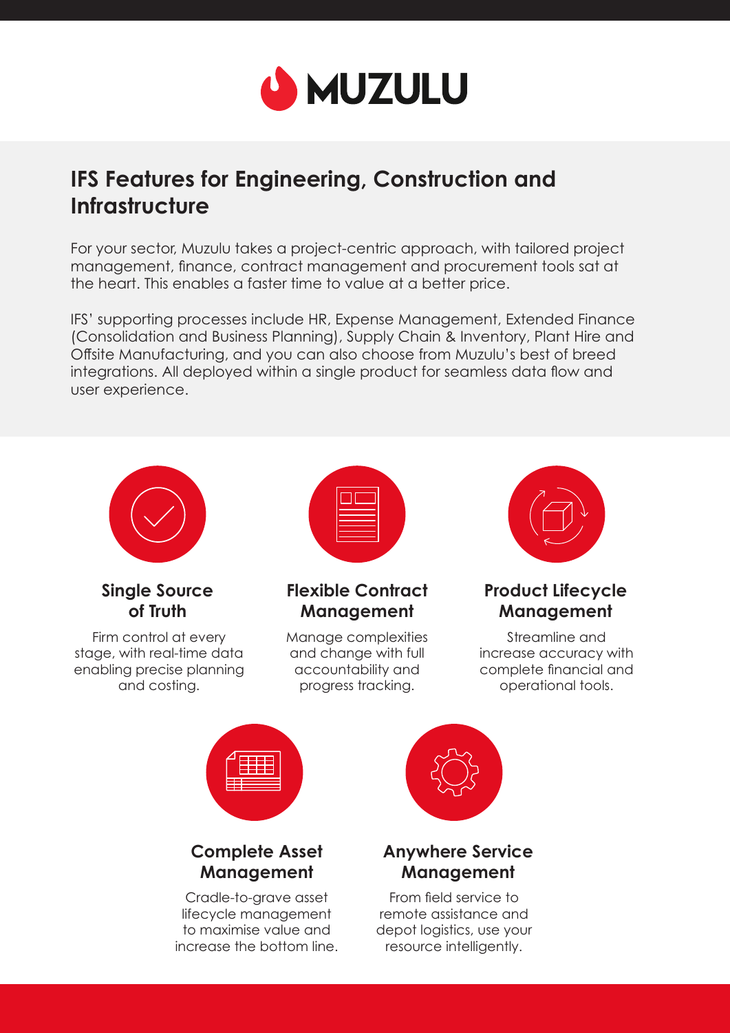# MUZULU

## IFS Features for Engineering, Construction and Infrastructure

For your sector, Muzulu takes a project-centric approach, with tailored project management, finance, contract management and procurement tools sat at the heart. This enables a faster time to value at a better price.

IFS' supporting processes include HR, Expense Management, Extended Finance (Consolidation and Business Planning), Supply Chain & Inventory, Plant Hire and Offsite Manufacturing, and you can also choose from Muzulu's best of breed integrations. All deployed within a single product for seamless data flow and user experience.

### Single Source of Truth

Firm control at every stage, with real-time data enabling precise planning and costing.

### Flexible Contract Management

Manage complexities and change with full accountability and progress tracking.

### Product Lifecycle Management

Streamline and increase accuracy with complete financial and operational tools.

### Complete Asset Management

Cradle-to-grave asset lifecycle management to maximise value and increase the bottom line.

### Anywhere Service Management

From field service to remote assistance and depot logistics, use your resource intelligently.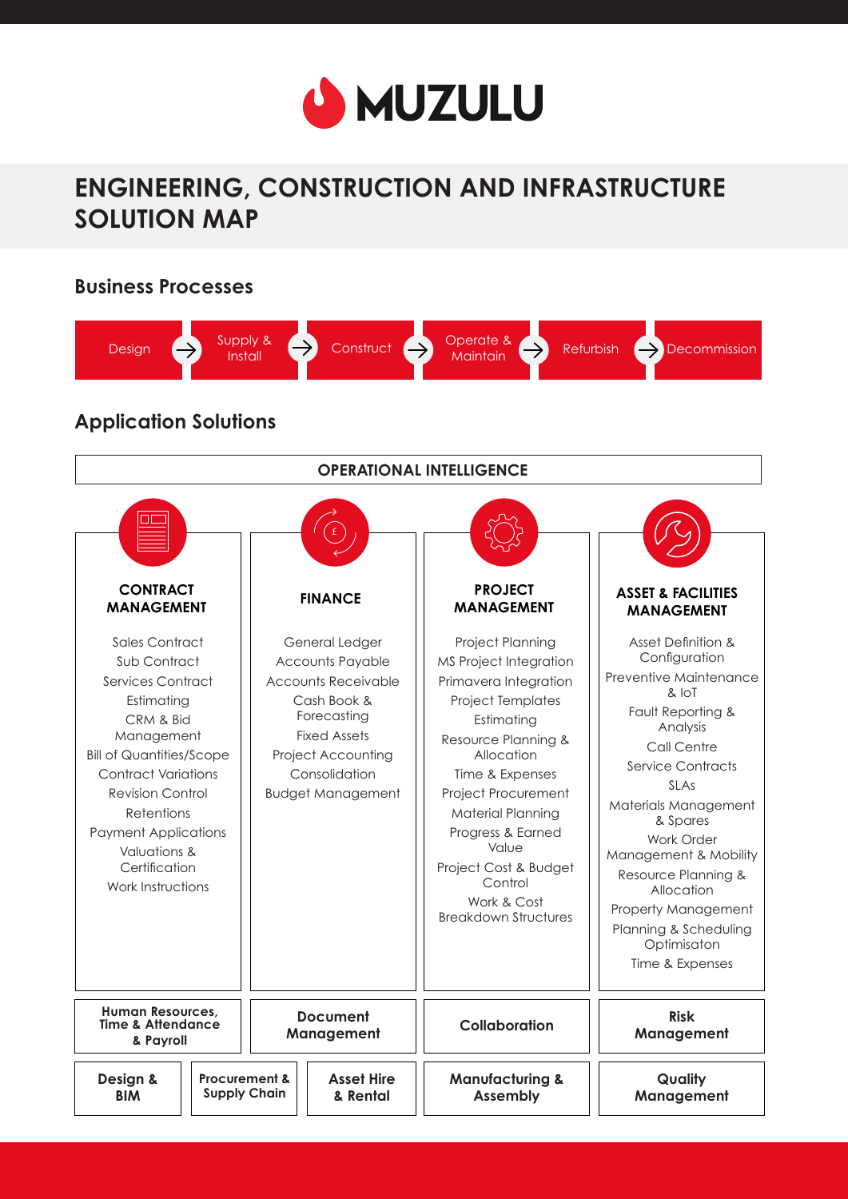# MUZULU

## ENGINEERING, CONSTRUCTION AND INFRASTRUCTURE SOLUTION MAP

### Business Processes

Design → Supply & Install → Construct → Operate & Maintain → Refurbish → Decommission

### Application Solutions

**OPERATIONAL INTELLIGENCE**

#### CONTRACT MANAGEMENT

- Sales Contract
- Sub Contract
- Services Contract
- Estimating
- CRM & Bid Management
- Bill of Quantities/Scope
- Contract Variations
- Revision Control
- Retentions
- Payment Applications
- Valuations & Certification
- Work Instructions

#### FINANCE

- General Ledger
- Accounts Payable
- Accounts Receivable
- Cash Book & Forecasting
- Fixed Assets
- Project Accounting
- Consolidation
- Budget Management

#### PROJECT MANAGEMENT

- Project Planning
- MS Project Integration
- Primavera Integration
- Project Templates
- Estimating
- Resource Planning & Allocation
- Time & Expenses
- Project Procurement
- Material Planning
- Progress & Earned Value
- Project Cost & Budget Control
- Work & Cost Breakdown Structures

#### ASSET & FACILITIES MANAGEMENT

- Asset Definition & Configuration
- Preventive Maintenance & IoT
- Fault Reporting & Analysis
- Call Centre
- Service Contracts
- SLAs
- Materials Management & Spares
- Work Order Management & Mobility
- Resource Planning & Allocation
- Property Management
- Planning & Scheduling Optimisaton
- Time & Expenses

**Human Resources, Time & Attendance & Payroll** | **Document Management** | **Collaboration** | **Risk Management**

**Design & BIM** | **Procurement & Supply Chain** | **Asset Hire & Rental** | **Manufacturing & Assembly** | **Quality Management**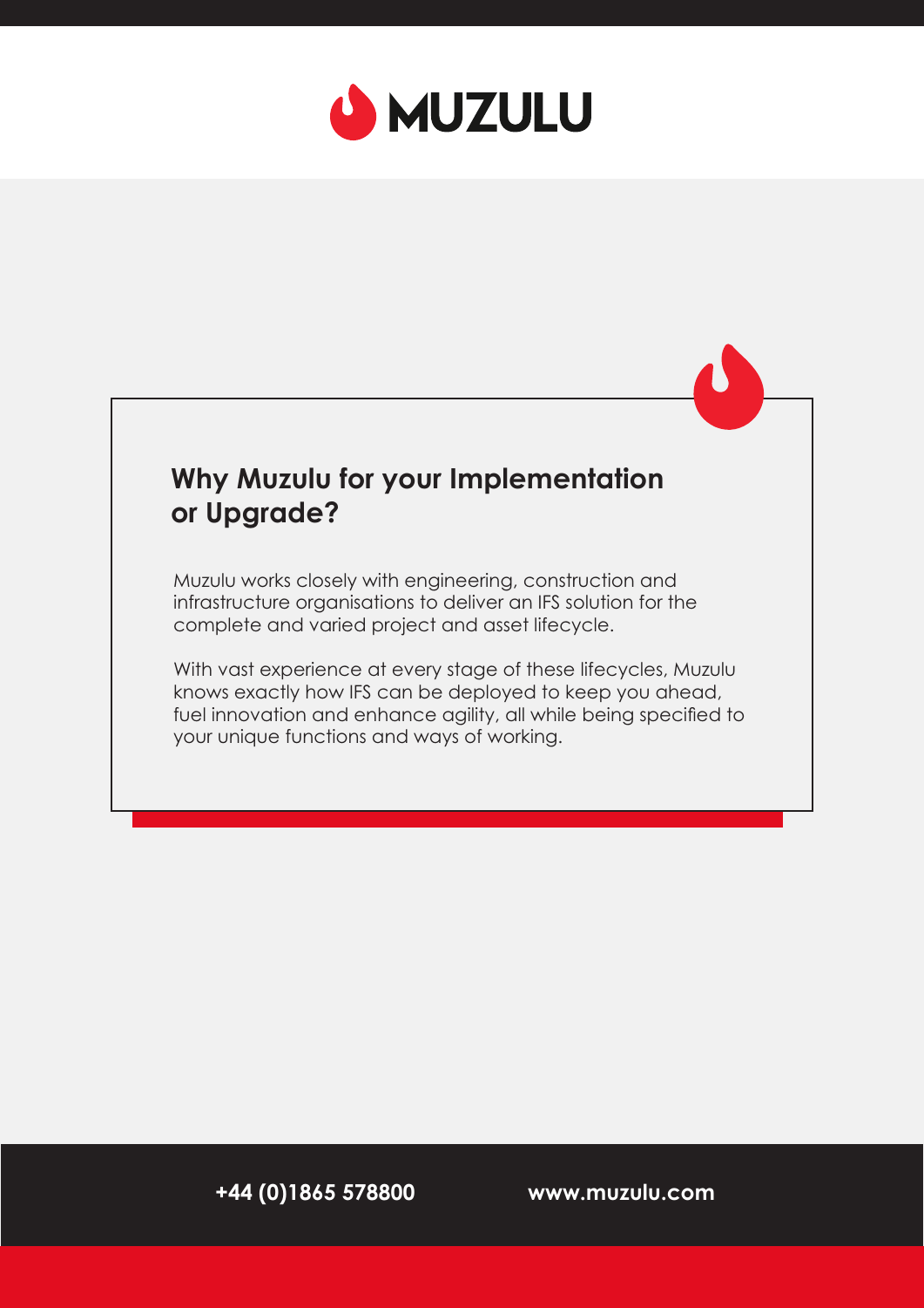# MUZULU

## Why Muzulu for your Implementation or Upgrade?

Muzulu works closely with engineering, construction and infrastructure organisations to deliver an IFS solution for the complete and varied project and asset lifecycle.

With vast experience at every stage of these lifecycles, Muzulu knows exactly how IFS can be deployed to keep you ahead, fuel innovation and enhance agility, all while being specified to your unique functions and ways of working.

**+44 (0)1865 578800**

**www.muzulu.com**